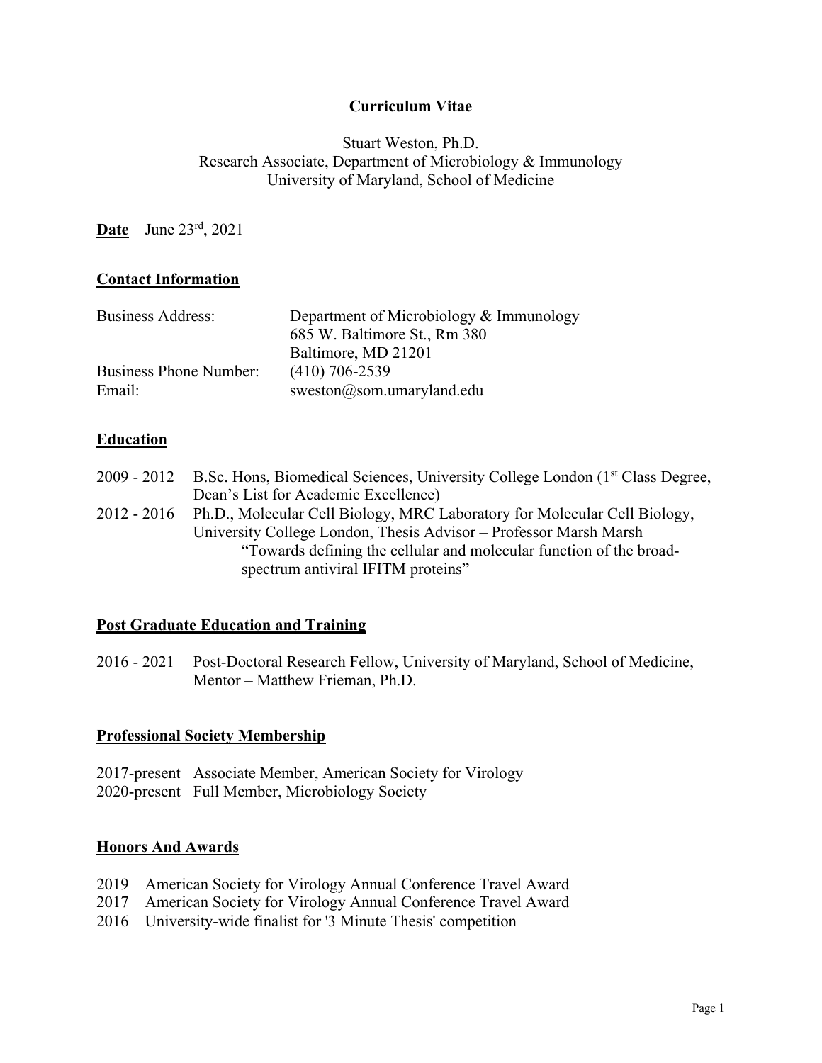# Curriculum Vitae

Stuart Weston, Ph.D.
Research Associate, Department of Microbiology & Immunology
University of Maryland, School of Medicine

**Date** June 23rd, 2021

## Contact Information

| | |
|---|---|
| Business Address: | Department of Microbiology & Immunology<br>685 W. Baltimore St., Rm 380<br>Baltimore, MD 21201 |
| Business Phone Number: | (410) 706-2539 |
| Email: | sweston@som.umaryland.edu |

## Education

2009 - 2012 B.Sc. Hons, Biomedical Sciences, University College London (1st Class Degree, Dean's List for Academic Excellence)

2012 - 2016 Ph.D., Molecular Cell Biology, MRC Laboratory for Molecular Cell Biology, University College London, Thesis Advisor – Professor Marsh Marsh
"Towards defining the cellular and molecular function of the broad-spectrum antiviral IFITM proteins"

## Post Graduate Education and Training

2016 - 2021 Post-Doctoral Research Fellow, University of Maryland, School of Medicine, Mentor – Matthew Frieman, Ph.D.

## Professional Society Membership

2017-present Associate Member, American Society for Virology

2020-present Full Member, Microbiology Society

## Honors And Awards

2019 American Society for Virology Annual Conference Travel Award

2017 American Society for Virology Annual Conference Travel Award

2016 University-wide finalist for '3 Minute Thesis' competition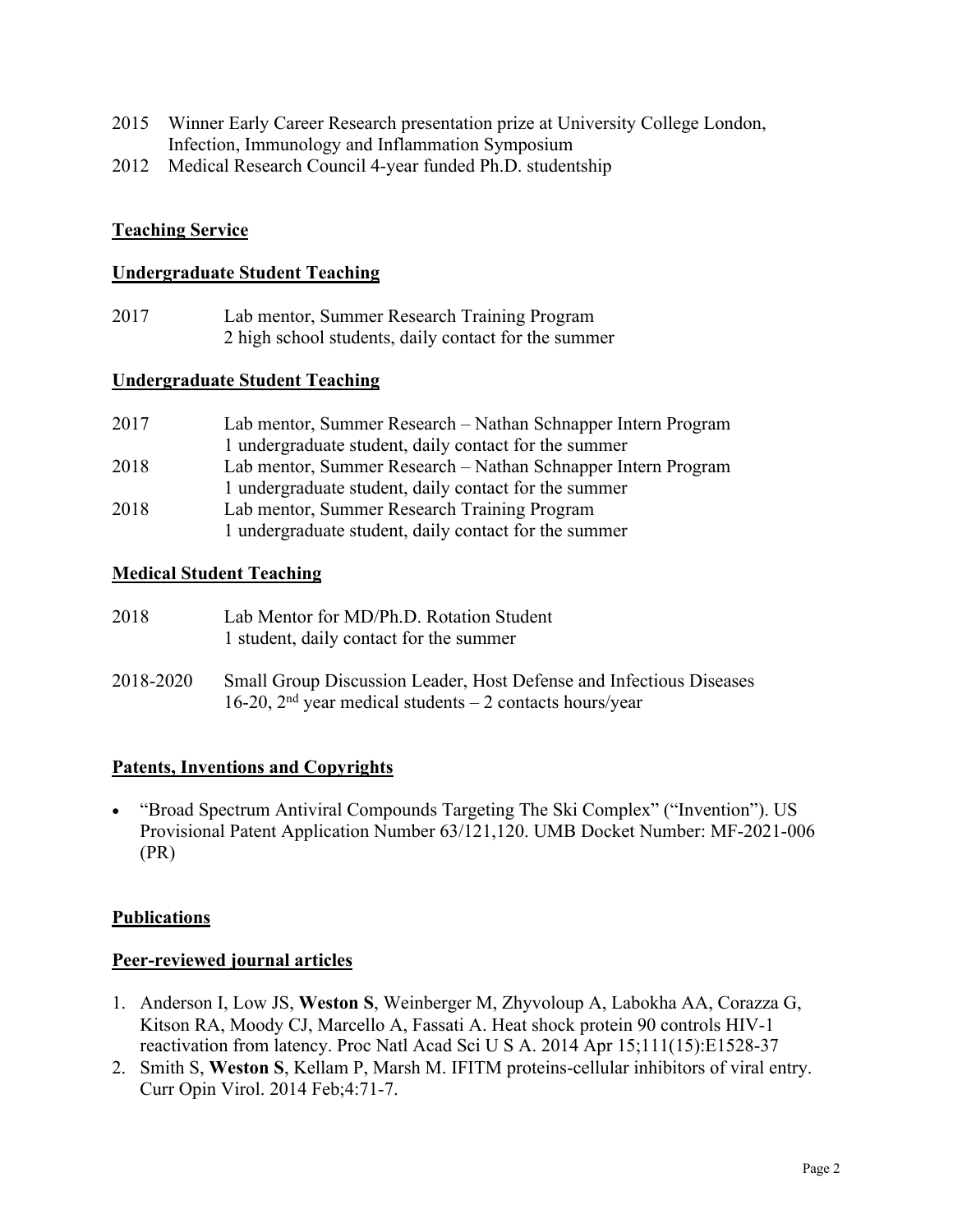2015 Winner Early Career Research presentation prize at University College London, Infection, Immunology and Inflammation Symposium

2012 Medical Research Council 4-year funded Ph.D. studentship

## Teaching Service

### Undergraduate Student Teaching

2017 Lab mentor, Summer Research Training Program
2 high school students, daily contact for the summer

### Undergraduate Student Teaching

2017 Lab mentor, Summer Research – Nathan Schnapper Intern Program
1 undergraduate student, daily contact for the summer

2018 Lab mentor, Summer Research – Nathan Schnapper Intern Program
1 undergraduate student, daily contact for the summer

2018 Lab mentor, Summer Research Training Program
1 undergraduate student, daily contact for the summer

### Medical Student Teaching

2018 Lab Mentor for MD/Ph.D. Rotation Student
1 student, daily contact for the summer

2018-2020 Small Group Discussion Leader, Host Defense and Infectious Diseases
16-20, 2nd year medical students – 2 contacts hours/year

## Patents, Inventions and Copyrights

- "Broad Spectrum Antiviral Compounds Targeting The Ski Complex" ("Invention"). US Provisional Patent Application Number 63/121,120. UMB Docket Number: MF-2021-006 (PR)

## Publications

### Peer-reviewed journal articles

1. Anderson I, Low JS, **Weston S**, Weinberger M, Zhyvoloup A, Labokha AA, Corazza G, Kitson RA, Moody CJ, Marcello A, Fassati A. Heat shock protein 90 controls HIV-1 reactivation from latency. Proc Natl Acad Sci U S A. 2014 Apr 15;111(15):E1528-37
2. Smith S, **Weston S**, Kellam P, Marsh M. IFITM proteins-cellular inhibitors of viral entry. Curr Opin Virol. 2014 Feb;4:71-7.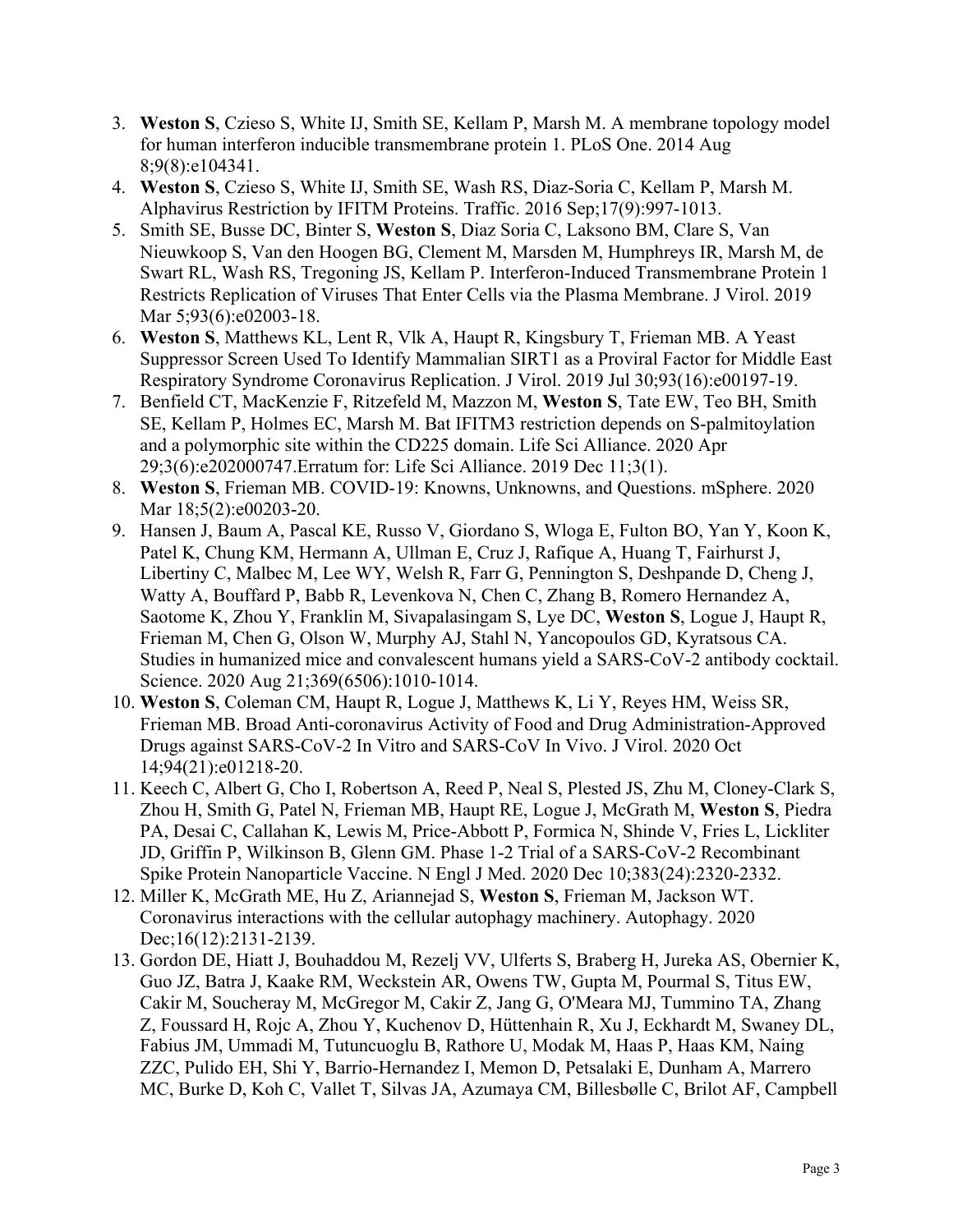3. **Weston S**, Czieso S, White IJ, Smith SE, Kellam P, Marsh M. A membrane topology model for human interferon inducible transmembrane protein 1. PLoS One. 2014 Aug 8;9(8):e104341.
4. **Weston S**, Czieso S, White IJ, Smith SE, Wash RS, Diaz-Soria C, Kellam P, Marsh M. Alphavirus Restriction by IFITM Proteins. Traffic. 2016 Sep;17(9):997-1013.
5. Smith SE, Busse DC, Binter S, **Weston S**, Diaz Soria C, Laksono BM, Clare S, Van Nieuwkoop S, Van den Hoogen BG, Clement M, Marsden M, Humphreys IR, Marsh M, de Swart RL, Wash RS, Tregoning JS, Kellam P. Interferon-Induced Transmembrane Protein 1 Restricts Replication of Viruses That Enter Cells via the Plasma Membrane. J Virol. 2019 Mar 5;93(6):e02003-18.
6. **Weston S**, Matthews KL, Lent R, Vlk A, Haupt R, Kingsbury T, Frieman MB. A Yeast Suppressor Screen Used To Identify Mammalian SIRT1 as a Proviral Factor for Middle East Respiratory Syndrome Coronavirus Replication. J Virol. 2019 Jul 30;93(16):e00197-19.
7. Benfield CT, MacKenzie F, Ritzefeld M, Mazzon M, **Weston S**, Tate EW, Teo BH, Smith SE, Kellam P, Holmes EC, Marsh M. Bat IFITM3 restriction depends on S-palmitoylation and a polymorphic site within the CD225 domain. Life Sci Alliance. 2020 Apr 29;3(6):e202000747.Erratum for: Life Sci Alliance. 2019 Dec 11;3(1).
8. **Weston S**, Frieman MB. COVID-19: Knowns, Unknowns, and Questions. mSphere. 2020 Mar 18;5(2):e00203-20.
9. Hansen J, Baum A, Pascal KE, Russo V, Giordano S, Wloga E, Fulton BO, Yan Y, Koon K, Patel K, Chung KM, Hermann A, Ullman E, Cruz J, Rafique A, Huang T, Fairhurst J, Libertiny C, Malbec M, Lee WY, Welsh R, Farr G, Pennington S, Deshpande D, Cheng J, Watty A, Bouffard P, Babb R, Levenkova N, Chen C, Zhang B, Romero Hernandez A, Saotome K, Zhou Y, Franklin M, Sivapalasingam S, Lye DC, **Weston S**, Logue J, Haupt R, Frieman M, Chen G, Olson W, Murphy AJ, Stahl N, Yancopoulos GD, Kyratsous CA. Studies in humanized mice and convalescent humans yield a SARS-CoV-2 antibody cocktail. Science. 2020 Aug 21;369(6506):1010-1014.
10. **Weston S**, Coleman CM, Haupt R, Logue J, Matthews K, Li Y, Reyes HM, Weiss SR, Frieman MB. Broad Anti-coronavirus Activity of Food and Drug Administration-Approved Drugs against SARS-CoV-2 In Vitro and SARS-CoV In Vivo. J Virol. 2020 Oct 14;94(21):e01218-20.
11. Keech C, Albert G, Cho I, Robertson A, Reed P, Neal S, Plested JS, Zhu M, Cloney-Clark S, Zhou H, Smith G, Patel N, Frieman MB, Haupt RE, Logue J, McGrath M, **Weston S**, Piedra PA, Desai C, Callahan K, Lewis M, Price-Abbott P, Formica N, Shinde V, Fries L, Lickliter JD, Griffin P, Wilkinson B, Glenn GM. Phase 1-2 Trial of a SARS-CoV-2 Recombinant Spike Protein Nanoparticle Vaccine. N Engl J Med. 2020 Dec 10;383(24):2320-2332.
12. Miller K, McGrath ME, Hu Z, Ariannejad S, **Weston S**, Frieman M, Jackson WT. Coronavirus interactions with the cellular autophagy machinery. Autophagy. 2020 Dec;16(12):2131-2139.
13. Gordon DE, Hiatt J, Bouhaddou M, Rezelj VV, Ulferts S, Braberg H, Jureka AS, Obernier K, Guo JZ, Batra J, Kaake RM, Weckstein AR, Owens TW, Gupta M, Pourmal S, Titus EW, Cakir M, Soucheray M, McGregor M, Cakir Z, Jang G, O'Meara MJ, Tummino TA, Zhang Z, Foussard H, Rojc A, Zhou Y, Kuchenov D, Hüttenhain R, Xu J, Eckhardt M, Swaney DL, Fabius JM, Ummadi M, Tutuncuoglu B, Rathore U, Modak M, Haas P, Haas KM, Naing ZZC, Pulido EH, Shi Y, Barrio-Hernandez I, Memon D, Petsalaki E, Dunham A, Marrero MC, Burke D, Koh C, Vallet T, Silvas JA, Azumaya CM, Billesbølle C, Brilot AF, Campbell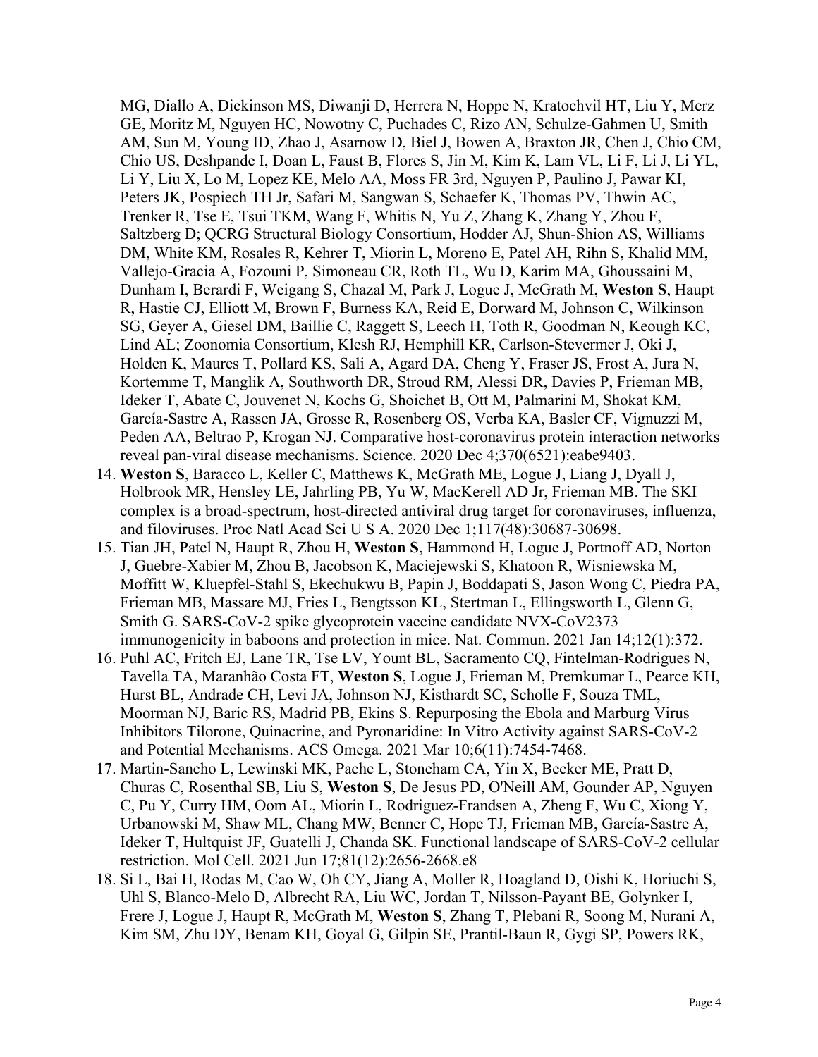MG, Diallo A, Dickinson MS, Diwanji D, Herrera N, Hoppe N, Kratochvil HT, Liu Y, Merz GE, Moritz M, Nguyen HC, Nowotny C, Puchades C, Rizo AN, Schulze-Gahmen U, Smith AM, Sun M, Young ID, Zhao J, Asarnow D, Biel J, Bowen A, Braxton JR, Chen J, Chio CM, Chio US, Deshpande I, Doan L, Faust B, Flores S, Jin M, Kim K, Lam VL, Li F, Li J, Li YL, Li Y, Liu X, Lo M, Lopez KE, Melo AA, Moss FR 3rd, Nguyen P, Paulino J, Pawar KI, Peters JK, Pospiech TH Jr, Safari M, Sangwan S, Schaefer K, Thomas PV, Thwin AC, Trenker R, Tse E, Tsui TKM, Wang F, Whitis N, Yu Z, Zhang K, Zhang Y, Zhou F, Saltzberg D; QCRG Structural Biology Consortium, Hodder AJ, Shun-Shion AS, Williams DM, White KM, Rosales R, Kehrer T, Miorin L, Moreno E, Patel AH, Rihn S, Khalid MM, Vallejo-Gracia A, Fozouni P, Simoneau CR, Roth TL, Wu D, Karim MA, Ghoussaini M, Dunham I, Berardi F, Weigang S, Chazal M, Park J, Logue J, McGrath M, **Weston S**, Haupt R, Hastie CJ, Elliott M, Brown F, Burness KA, Reid E, Dorward M, Johnson C, Wilkinson SG, Geyer A, Giesel DM, Baillie C, Raggett S, Leech H, Toth R, Goodman N, Keough KC, Lind AL; Zoonomia Consortium, Klesh RJ, Hemphill KR, Carlson-Stevermer J, Oki J, Holden K, Maures T, Pollard KS, Sali A, Agard DA, Cheng Y, Fraser JS, Frost A, Jura N, Kortemme T, Manglik A, Southworth DR, Stroud RM, Alessi DR, Davies P, Frieman MB, Ideker T, Abate C, Jouvenet N, Kochs G, Shoichet B, Ott M, Palmarini M, Shokat KM, García-Sastre A, Rassen JA, Grosse R, Rosenberg OS, Verba KA, Basler CF, Vignuzzi M, Peden AA, Beltrao P, Krogan NJ. Comparative host-coronavirus protein interaction networks reveal pan-viral disease mechanisms. Science. 2020 Dec 4;370(6521):eabe9403.

14. **Weston S**, Baracco L, Keller C, Matthews K, McGrath ME, Logue J, Liang J, Dyall J, Holbrook MR, Hensley LE, Jahrling PB, Yu W, MacKerell AD Jr, Frieman MB. The SKI complex is a broad-spectrum, host-directed antiviral drug target for coronaviruses, influenza, and filoviruses. Proc Natl Acad Sci U S A. 2020 Dec 1;117(48):30687-30698.
15. Tian JH, Patel N, Haupt R, Zhou H, **Weston S**, Hammond H, Logue J, Portnoff AD, Norton J, Guebre-Xabier M, Zhou B, Jacobson K, Maciejewski S, Khatoon R, Wisniewska M, Moffitt W, Kluepfel-Stahl S, Ekechukwu B, Papin J, Boddapati S, Jason Wong C, Piedra PA, Frieman MB, Massare MJ, Fries L, Bengtsson KL, Stertman L, Ellingsworth L, Glenn G, Smith G. SARS-CoV-2 spike glycoprotein vaccine candidate NVX-CoV2373 immunogenicity in baboons and protection in mice. Nat. Commun. 2021 Jan 14;12(1):372.
16. Puhl AC, Fritch EJ, Lane TR, Tse LV, Yount BL, Sacramento CQ, Fintelman-Rodrigues N, Tavella TA, Maranhão Costa FT, **Weston S**, Logue J, Frieman M, Premkumar L, Pearce KH, Hurst BL, Andrade CH, Levi JA, Johnson NJ, Kisthardt SC, Scholle F, Souza TML, Moorman NJ, Baric RS, Madrid PB, Ekins S. Repurposing the Ebola and Marburg Virus Inhibitors Tilorone, Quinacrine, and Pyronaridine: In Vitro Activity against SARS-CoV-2 and Potential Mechanisms. ACS Omega. 2021 Mar 10;6(11):7454-7468.
17. Martin-Sancho L, Lewinski MK, Pache L, Stoneham CA, Yin X, Becker ME, Pratt D, Churas C, Rosenthal SB, Liu S, **Weston S**, De Jesus PD, O'Neill AM, Gounder AP, Nguyen C, Pu Y, Curry HM, Oom AL, Miorin L, Rodriguez-Frandsen A, Zheng F, Wu C, Xiong Y, Urbanowski M, Shaw ML, Chang MW, Benner C, Hope TJ, Frieman MB, García-Sastre A, Ideker T, Hultquist JF, Guatelli J, Chanda SK. Functional landscape of SARS-CoV-2 cellular restriction. Mol Cell. 2021 Jun 17;81(12):2656-2668.e8
18. Si L, Bai H, Rodas M, Cao W, Oh CY, Jiang A, Moller R, Hoagland D, Oishi K, Horiuchi S, Uhl S, Blanco-Melo D, Albrecht RA, Liu WC, Jordan T, Nilsson-Payant BE, Golynker I, Frere J, Logue J, Haupt R, McGrath M, **Weston S**, Zhang T, Plebani R, Soong M, Nurani A, Kim SM, Zhu DY, Benam KH, Goyal G, Gilpin SE, Prantil-Baun R, Gygi SP, Powers RK,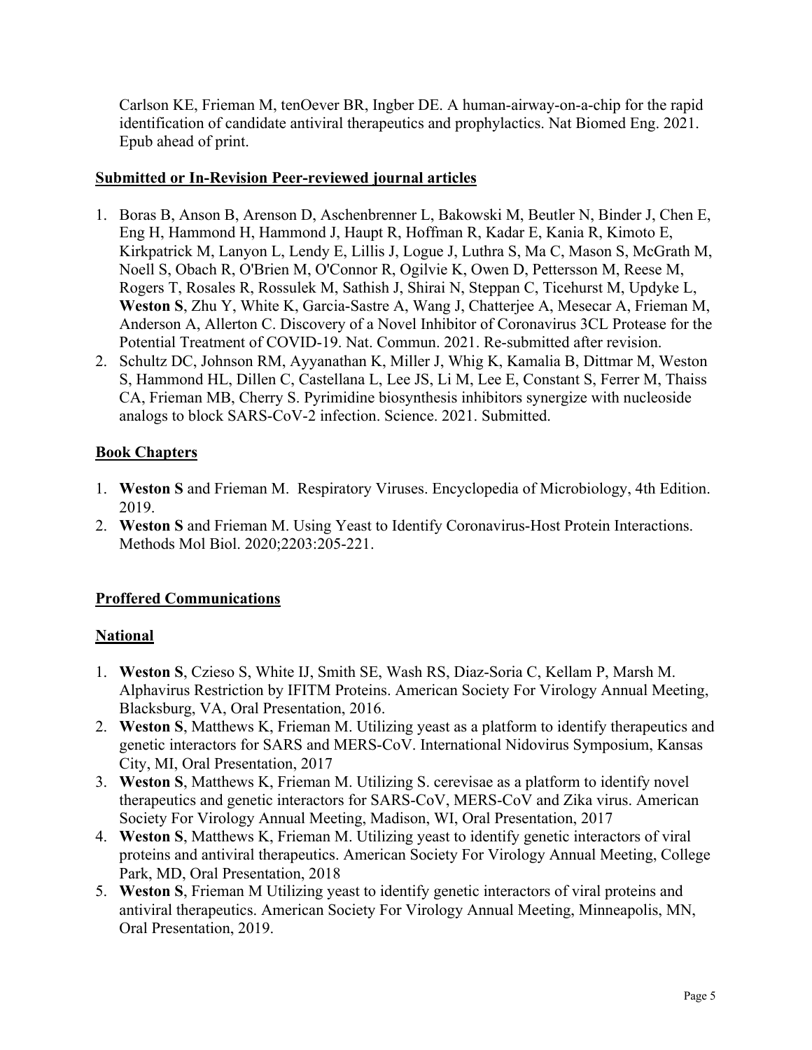Carlson KE, Frieman M, tenOever BR, Ingber DE. A human-airway-on-a-chip for the rapid identification of candidate antiviral therapeutics and prophylactics. Nat Biomed Eng. 2021. Epub ahead of print.

## Submitted or In-Revision Peer-reviewed journal articles

1. Boras B, Anson B, Arenson D, Aschenbrenner L, Bakowski M, Beutler N, Binder J, Chen E, Eng H, Hammond H, Hammond J, Haupt R, Hoffman R, Kadar E, Kania R, Kimoto E, Kirkpatrick M, Lanyon L, Lendy E, Lillis J, Logue J, Luthra S, Ma C, Mason S, McGrath M, Noell S, Obach R, O'Brien M, O'Connor R, Ogilvie K, Owen D, Pettersson M, Reese M, Rogers T, Rosales R, Rossulek M, Sathish J, Shirai N, Steppan C, Ticehurst M, Updyke L, **Weston S**, Zhu Y, White K, Garcia-Sastre A, Wang J, Chatterjee A, Mesecar A, Frieman M, Anderson A, Allerton C. Discovery of a Novel Inhibitor of Coronavirus 3CL Protease for the Potential Treatment of COVID-19. Nat. Commun. 2021. Re-submitted after revision.
2. Schultz DC, Johnson RM, Ayyanathan K, Miller J, Whig K, Kamalia B, Dittmar M, Weston S, Hammond HL, Dillen C, Castellana L, Lee JS, Li M, Lee E, Constant S, Ferrer M, Thaiss CA, Frieman MB, Cherry S. Pyrimidine biosynthesis inhibitors synergize with nucleoside analogs to block SARS-CoV-2 infection. Science. 2021. Submitted.

## Book Chapters

1. **Weston S** and Frieman M. Respiratory Viruses. Encyclopedia of Microbiology, 4th Edition. 2019.
2. **Weston S** and Frieman M. Using Yeast to Identify Coronavirus-Host Protein Interactions. Methods Mol Biol. 2020;2203:205-221.

## Proffered Communications

## National

1. **Weston S**, Czieso S, White IJ, Smith SE, Wash RS, Diaz-Soria C, Kellam P, Marsh M. Alphavirus Restriction by IFITM Proteins. American Society For Virology Annual Meeting, Blacksburg, VA, Oral Presentation, 2016.
2. **Weston S**, Matthews K, Frieman M. Utilizing yeast as a platform to identify therapeutics and genetic interactors for SARS and MERS-CoV. International Nidovirus Symposium, Kansas City, MI, Oral Presentation, 2017
3. **Weston S**, Matthews K, Frieman M. Utilizing S. cerevisae as a platform to identify novel therapeutics and genetic interactors for SARS-CoV, MERS-CoV and Zika virus. American Society For Virology Annual Meeting, Madison, WI, Oral Presentation, 2017
4. **Weston S**, Matthews K, Frieman M. Utilizing yeast to identify genetic interactors of viral proteins and antiviral therapeutics. American Society For Virology Annual Meeting, College Park, MD, Oral Presentation, 2018
5. **Weston S**, Frieman M Utilizing yeast to identify genetic interactors of viral proteins and antiviral therapeutics. American Society For Virology Annual Meeting, Minneapolis, MN, Oral Presentation, 2019.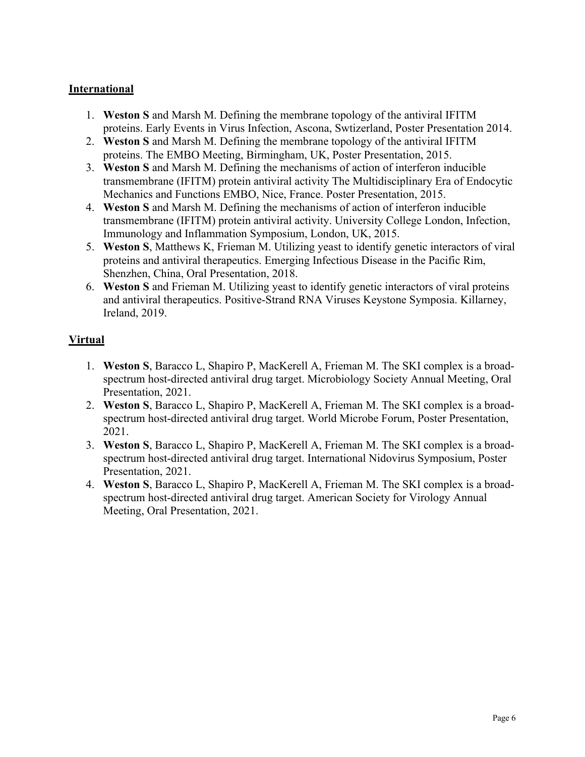**<u>International</u>**

1. **Weston S** and Marsh M. Defining the membrane topology of the antiviral IFITM proteins. Early Events in Virus Infection, Ascona, Swtizerland, Poster Presentation 2014.
2. **Weston S** and Marsh M. Defining the membrane topology of the antiviral IFITM proteins. The EMBO Meeting, Birmingham, UK, Poster Presentation, 2015.
3. **Weston S** and Marsh M. Defining the mechanisms of action of interferon inducible transmembrane (IFITM) protein antiviral activity The Multidisciplinary Era of Endocytic Mechanics and Functions EMBO, Nice, France. Poster Presentation, 2015.
4. **Weston S** and Marsh M. Defining the mechanisms of action of interferon inducible transmembrane (IFITM) protein antiviral activity. University College London, Infection, Immunology and Inflammation Symposium, London, UK, 2015.
5. **Weston S**, Matthews K, Frieman M. Utilizing yeast to identify genetic interactors of viral proteins and antiviral therapeutics. Emerging Infectious Disease in the Pacific Rim, Shenzhen, China, Oral Presentation, 2018.
6. **Weston S** and Frieman M. Utilizing yeast to identify genetic interactors of viral proteins and antiviral therapeutics. Positive-Strand RNA Viruses Keystone Symposia. Killarney, Ireland, 2019.

**<u>Virtual</u>**

1. **Weston S**, Baracco L, Shapiro P, MacKerell A, Frieman M. The SKI complex is a broad-spectrum host-directed antiviral drug target. Microbiology Society Annual Meeting, Oral Presentation, 2021.
2. **Weston S**, Baracco L, Shapiro P, MacKerell A, Frieman M. The SKI complex is a broad-spectrum host-directed antiviral drug target. World Microbe Forum, Poster Presentation, 2021.
3. **Weston S**, Baracco L, Shapiro P, MacKerell A, Frieman M. The SKI complex is a broad-spectrum host-directed antiviral drug target. International Nidovirus Symposium, Poster Presentation, 2021.
4. **Weston S**, Baracco L, Shapiro P, MacKerell A, Frieman M. The SKI complex is a broad-spectrum host-directed antiviral drug target. American Society for Virology Annual Meeting, Oral Presentation, 2021.